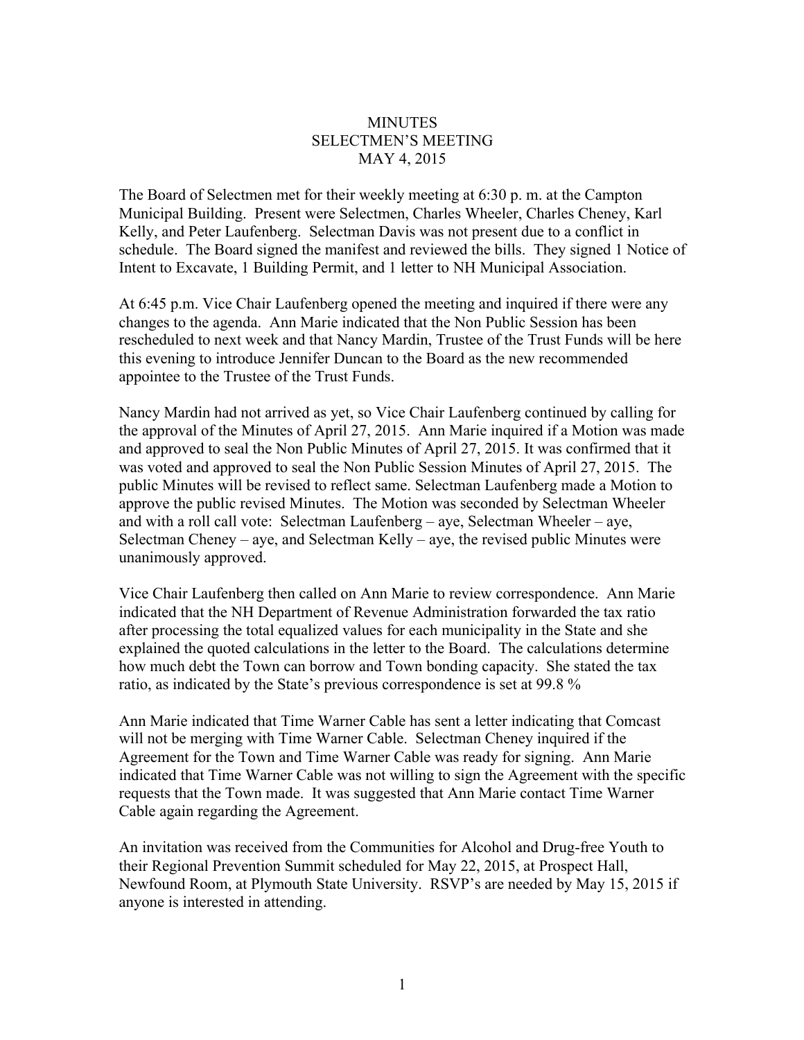# MINUTES
## SELECTMEN'S MEETING
## MAY 4, 2015

The Board of Selectmen met for their weekly meeting at 6:30 p. m. at the Campton Municipal Building. Present were Selectmen, Charles Wheeler, Charles Cheney, Karl Kelly, and Peter Laufenberg. Selectman Davis was not present due to a conflict in schedule. The Board signed the manifest and reviewed the bills. They signed 1 Notice of Intent to Excavate, 1 Building Permit, and 1 letter to NH Municipal Association.

At 6:45 p.m. Vice Chair Laufenberg opened the meeting and inquired if there were any changes to the agenda. Ann Marie indicated that the Non Public Session has been rescheduled to next week and that Nancy Mardin, Trustee of the Trust Funds will be here this evening to introduce Jennifer Duncan to the Board as the new recommended appointee to the Trustee of the Trust Funds.

Nancy Mardin had not arrived as yet, so Vice Chair Laufenberg continued by calling for the approval of the Minutes of April 27, 2015. Ann Marie inquired if a Motion was made and approved to seal the Non Public Minutes of April 27, 2015. It was confirmed that it was voted and approved to seal the Non Public Session Minutes of April 27, 2015. The public Minutes will be revised to reflect same. Selectman Laufenberg made a Motion to approve the public revised Minutes. The Motion was seconded by Selectman Wheeler and with a roll call vote: Selectman Laufenberg – aye, Selectman Wheeler – aye, Selectman Cheney – aye, and Selectman Kelly – aye, the revised public Minutes were unanimously approved.

Vice Chair Laufenberg then called on Ann Marie to review correspondence. Ann Marie indicated that the NH Department of Revenue Administration forwarded the tax ratio after processing the total equalized values for each municipality in the State and she explained the quoted calculations in the letter to the Board. The calculations determine how much debt the Town can borrow and Town bonding capacity. She stated the tax ratio, as indicated by the State's previous correspondence is set at 99.8 %

Ann Marie indicated that Time Warner Cable has sent a letter indicating that Comcast will not be merging with Time Warner Cable. Selectman Cheney inquired if the Agreement for the Town and Time Warner Cable was ready for signing. Ann Marie indicated that Time Warner Cable was not willing to sign the Agreement with the specific requests that the Town made. It was suggested that Ann Marie contact Time Warner Cable again regarding the Agreement.

An invitation was received from the Communities for Alcohol and Drug-free Youth to their Regional Prevention Summit scheduled for May 22, 2015, at Prospect Hall, Newfound Room, at Plymouth State University. RSVP's are needed by May 15, 2015 if anyone is interested in attending.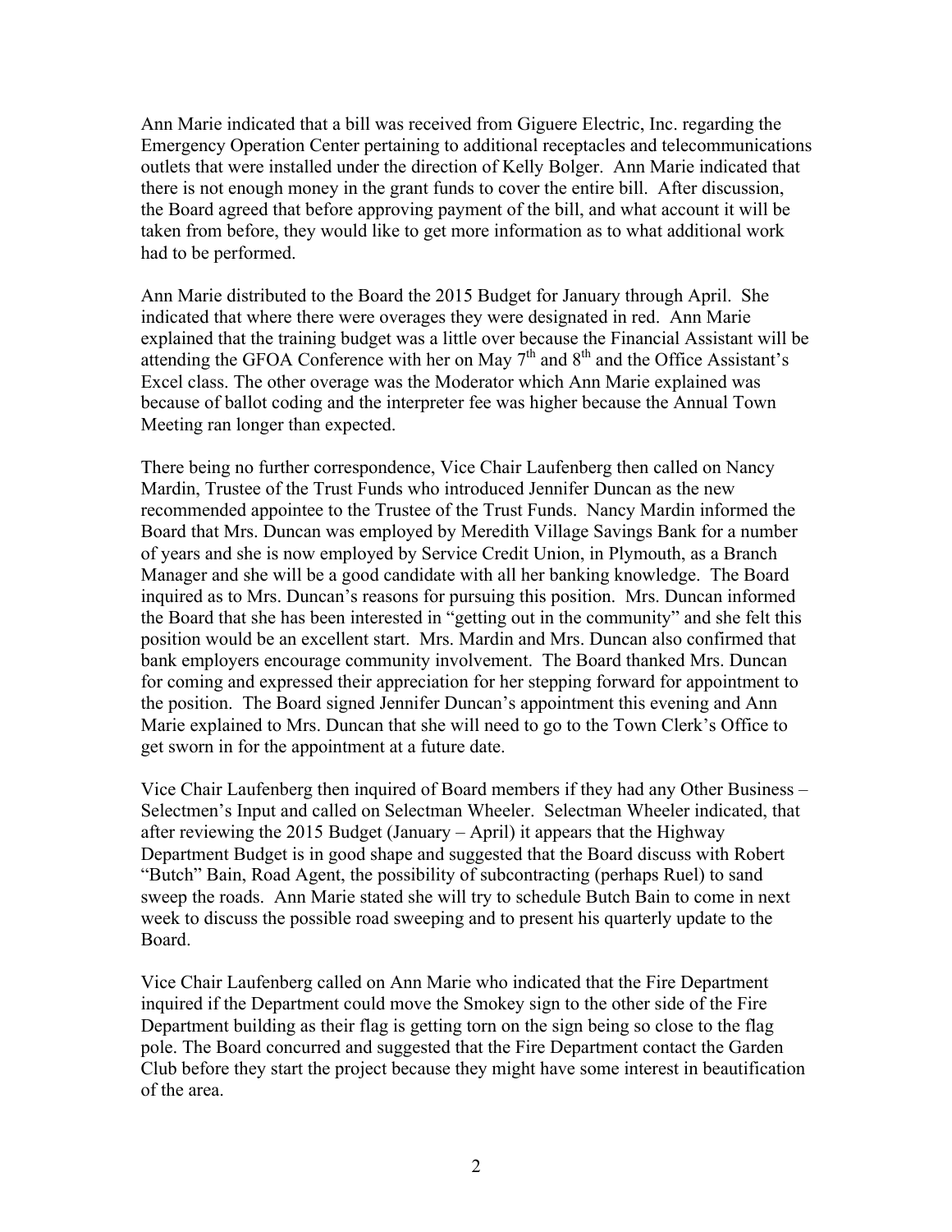Ann Marie indicated that a bill was received from Giguere Electric, Inc. regarding the Emergency Operation Center pertaining to additional receptacles and telecommunications outlets that were installed under the direction of Kelly Bolger. Ann Marie indicated that there is not enough money in the grant funds to cover the entire bill. After discussion, the Board agreed that before approving payment of the bill, and what account it will be taken from before, they would like to get more information as to what additional work had to be performed.

Ann Marie distributed to the Board the 2015 Budget for January through April. She indicated that where there were overages they were designated in red. Ann Marie explained that the training budget was a little over because the Financial Assistant will be attending the GFOA Conference with her on May 7th and 8th and the Office Assistant's Excel class. The other overage was the Moderator which Ann Marie explained was because of ballot coding and the interpreter fee was higher because the Annual Town Meeting ran longer than expected.

There being no further correspondence, Vice Chair Laufenberg then called on Nancy Mardin, Trustee of the Trust Funds who introduced Jennifer Duncan as the new recommended appointee to the Trustee of the Trust Funds. Nancy Mardin informed the Board that Mrs. Duncan was employed by Meredith Village Savings Bank for a number of years and she is now employed by Service Credit Union, in Plymouth, as a Branch Manager and she will be a good candidate with all her banking knowledge. The Board inquired as to Mrs. Duncan's reasons for pursuing this position. Mrs. Duncan informed the Board that she has been interested in "getting out in the community" and she felt this position would be an excellent start. Mrs. Mardin and Mrs. Duncan also confirmed that bank employers encourage community involvement. The Board thanked Mrs. Duncan for coming and expressed their appreciation for her stepping forward for appointment to the position. The Board signed Jennifer Duncan's appointment this evening and Ann Marie explained to Mrs. Duncan that she will need to go to the Town Clerk's Office to get sworn in for the appointment at a future date.

Vice Chair Laufenberg then inquired of Board members if they had any Other Business – Selectmen's Input and called on Selectman Wheeler. Selectman Wheeler indicated, that after reviewing the 2015 Budget (January – April) it appears that the Highway Department Budget is in good shape and suggested that the Board discuss with Robert "Butch" Bain, Road Agent, the possibility of subcontracting (perhaps Ruel) to sand sweep the roads. Ann Marie stated she will try to schedule Butch Bain to come in next week to discuss the possible road sweeping and to present his quarterly update to the Board.

Vice Chair Laufenberg called on Ann Marie who indicated that the Fire Department inquired if the Department could move the Smokey sign to the other side of the Fire Department building as their flag is getting torn on the sign being so close to the flag pole. The Board concurred and suggested that the Fire Department contact the Garden Club before they start the project because they might have some interest in beautification of the area.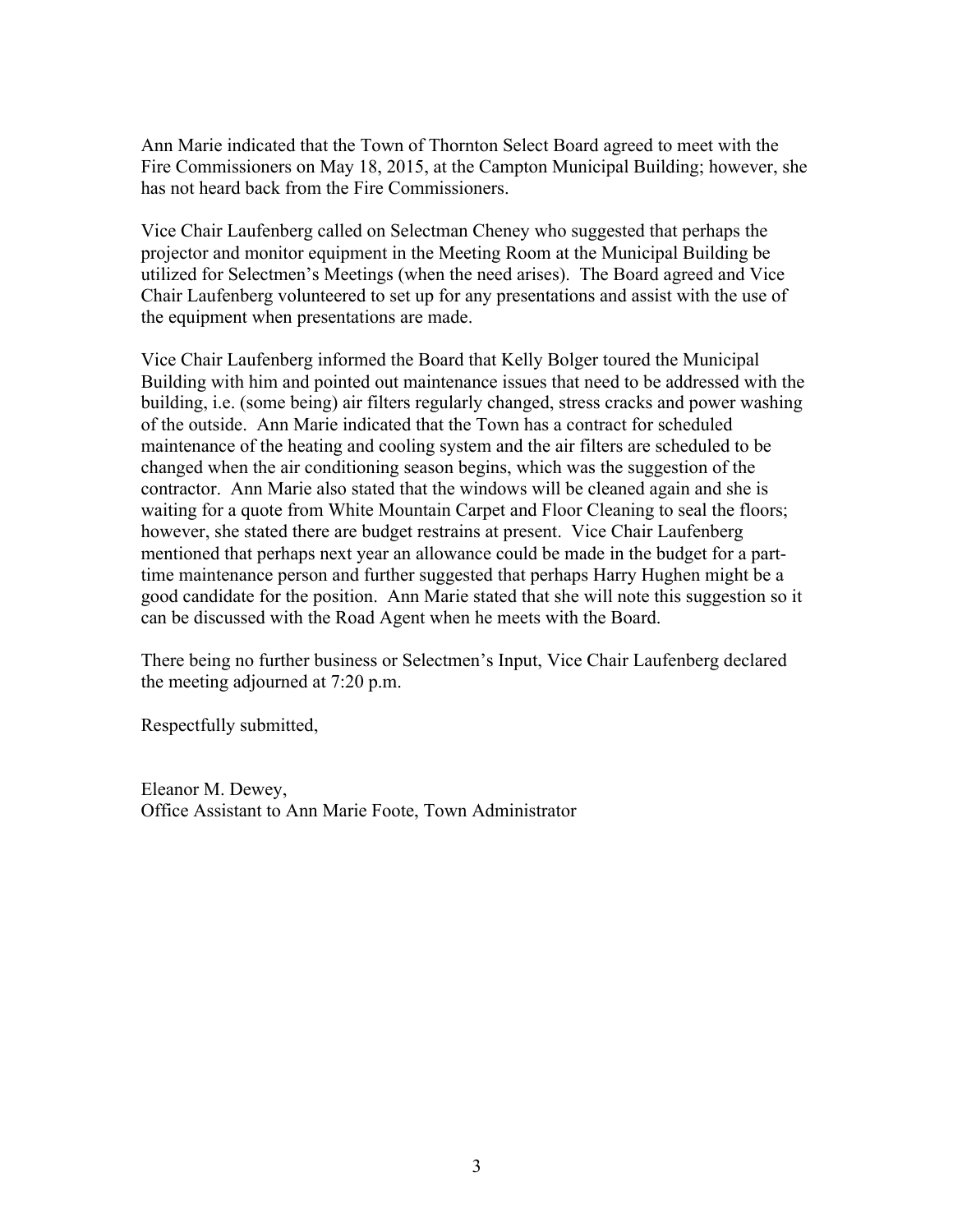Ann Marie indicated that the Town of Thornton Select Board agreed to meet with the Fire Commissioners on May 18, 2015, at the Campton Municipal Building; however, she has not heard back from the Fire Commissioners.

Vice Chair Laufenberg called on Selectman Cheney who suggested that perhaps the projector and monitor equipment in the Meeting Room at the Municipal Building be utilized for Selectmen's Meetings (when the need arises). The Board agreed and Vice Chair Laufenberg volunteered to set up for any presentations and assist with the use of the equipment when presentations are made.

Vice Chair Laufenberg informed the Board that Kelly Bolger toured the Municipal Building with him and pointed out maintenance issues that need to be addressed with the building, i.e. (some being) air filters regularly changed, stress cracks and power washing of the outside. Ann Marie indicated that the Town has a contract for scheduled maintenance of the heating and cooling system and the air filters are scheduled to be changed when the air conditioning season begins, which was the suggestion of the contractor. Ann Marie also stated that the windows will be cleaned again and she is waiting for a quote from White Mountain Carpet and Floor Cleaning to seal the floors; however, she stated there are budget restrains at present. Vice Chair Laufenberg mentioned that perhaps next year an allowance could be made in the budget for a part-time maintenance person and further suggested that perhaps Harry Hughen might be a good candidate for the position. Ann Marie stated that she will note this suggestion so it can be discussed with the Road Agent when he meets with the Board.

There being no further business or Selectmen's Input, Vice Chair Laufenberg declared the meeting adjourned at 7:20 p.m.

Respectfully submitted,

Eleanor M. Dewey,
Office Assistant to Ann Marie Foote, Town Administrator